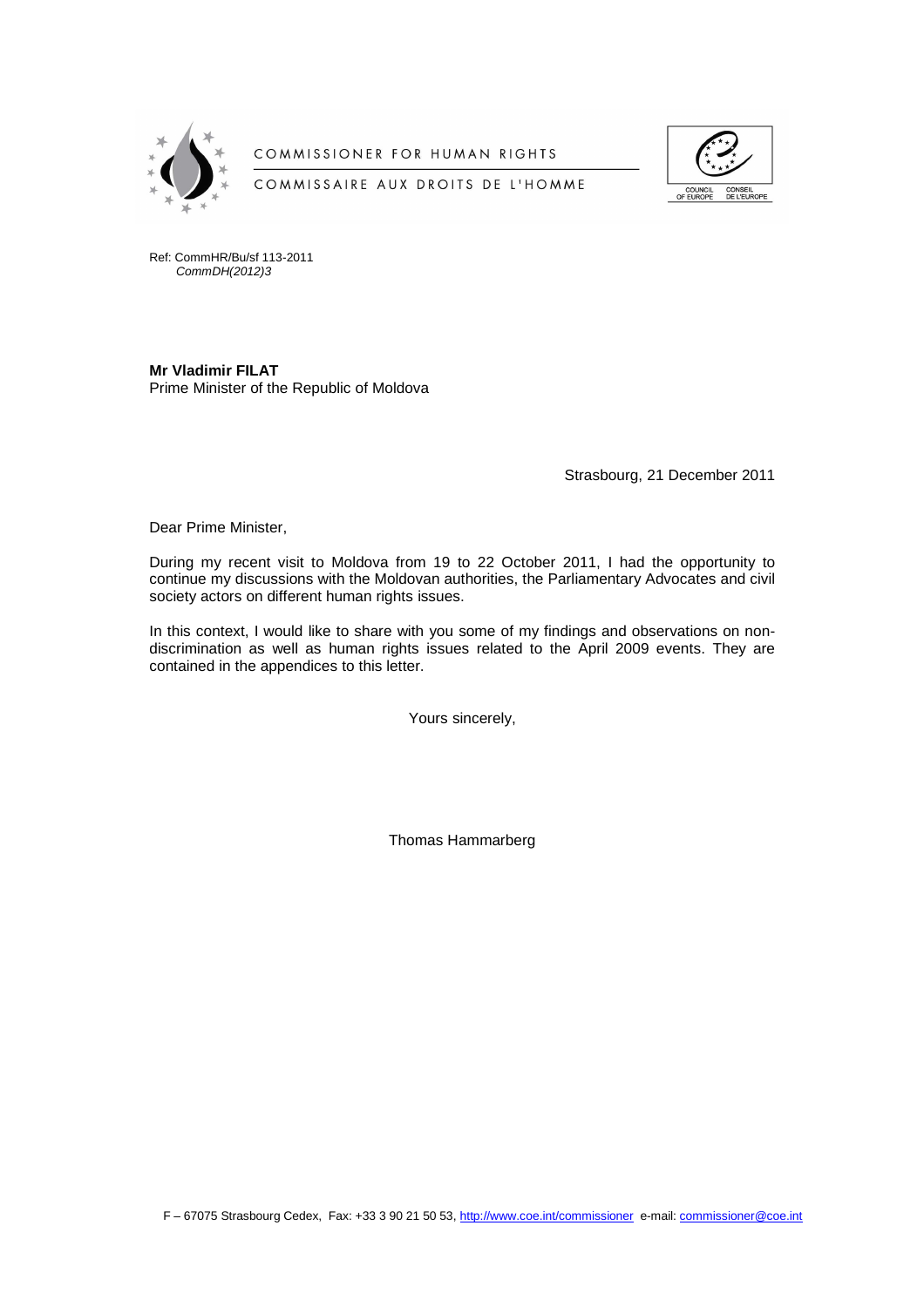COMMISSIONER FOR HUMAN RIGHTS

COMMISSAIRE AUX DROITS DE L'HOMME

Ref: CommHR/Bu/sf 113-2011
*CommDH(2012)3*

**Mr Vladimir FILAT**
Prime Minister of the Republic of Moldova

Strasbourg, 21 December 2011

Dear Prime Minister,

During my recent visit to Moldova from 19 to 22 October 2011, I had the opportunity to continue my discussions with the Moldovan authorities, the Parliamentary Advocates and civil society actors on different human rights issues.

In this context, I would like to share with you some of my findings and observations on non-discrimination as well as human rights issues related to the April 2009 events. They are contained in the appendices to this letter.

Yours sincerely,

Thomas Hammarberg

F – 67075 Strasbourg Cedex, Fax: +33 3 90 21 50 53, http://www.coe.int/commissioner e-mail: commissioner@coe.int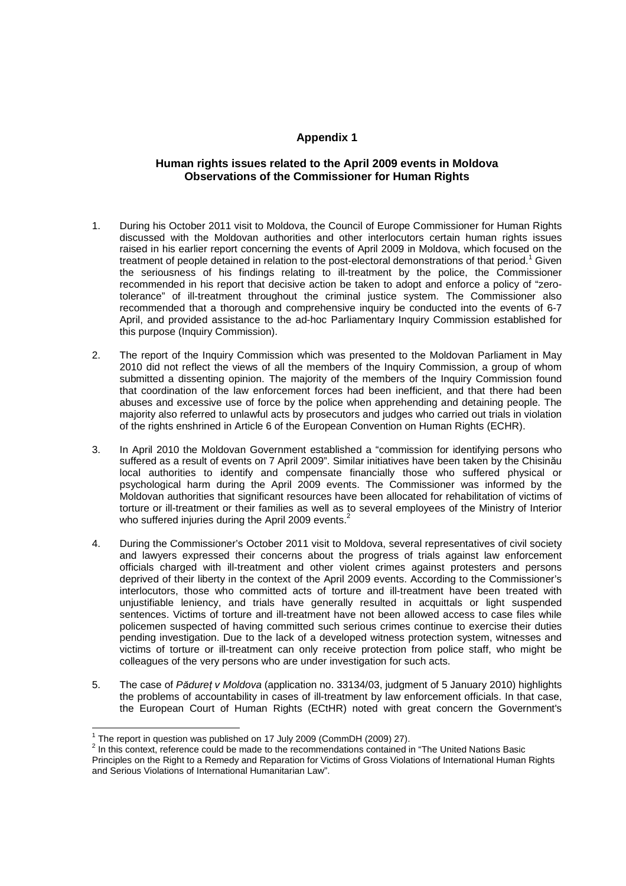## Appendix 1

### Human rights issues related to the April 2009 events in Moldova
### Observations of the Commissioner for Human Rights

1. During his October 2011 visit to Moldova, the Council of Europe Commissioner for Human Rights discussed with the Moldovan authorities and other interlocutors certain human rights issues raised in his earlier report concerning the events of April 2009 in Moldova, which focused on the treatment of people detained in relation to the post-electoral demonstrations of that period.[1] Given the seriousness of his findings relating to ill-treatment by the police, the Commissioner recommended in his report that decisive action be taken to adopt and enforce a policy of "zero-tolerance" of ill-treatment throughout the criminal justice system. The Commissioner also recommended that a thorough and comprehensive inquiry be conducted into the events of 6-7 April, and provided assistance to the ad-hoc Parliamentary Inquiry Commission established for this purpose (Inquiry Commission).

2. The report of the Inquiry Commission which was presented to the Moldovan Parliament in May 2010 did not reflect the views of all the members of the Inquiry Commission, a group of whom submitted a dissenting opinion. The majority of the members of the Inquiry Commission found that coordination of the law enforcement forces had been inefficient, and that there had been abuses and excessive use of force by the police when apprehending and detaining people. The majority also referred to unlawful acts by prosecutors and judges who carried out trials in violation of the rights enshrined in Article 6 of the European Convention on Human Rights (ECHR).

3. In April 2010 the Moldovan Government established a "commission for identifying persons who suffered as a result of events on 7 April 2009". Similar initiatives have been taken by the Chisinău local authorities to identify and compensate financially those who suffered physical or psychological harm during the April 2009 events. The Commissioner was informed by the Moldovan authorities that significant resources have been allocated for rehabilitation of victims of torture or ill-treatment or their families as well as to several employees of the Ministry of Interior who suffered injuries during the April 2009 events.[2]

4. During the Commissioner's October 2011 visit to Moldova, several representatives of civil society and lawyers expressed their concerns about the progress of trials against law enforcement officials charged with ill-treatment and other violent crimes against protesters and persons deprived of their liberty in the context of the April 2009 events. According to the Commissioner's interlocutors, those who committed acts of torture and ill-treatment have been treated with unjustifiable leniency, and trials have generally resulted in acquittals or light suspended sentences. Victims of torture and ill-treatment have not been allowed access to case files while policemen suspected of having committed such serious crimes continue to exercise their duties pending investigation. Due to the lack of a developed witness protection system, witnesses and victims of torture or ill-treatment can only receive protection from police staff, who might be colleagues of the very persons who are under investigation for such acts.

5. The case of *Pădureț v Moldova* (application no. 33134/03, judgment of 5 January 2010) highlights the problems of accountability in cases of ill-treatment by law enforcement officials. In that case, the European Court of Human Rights (ECtHR) noted with great concern the Government's

---

[1] The report in question was published on 17 July 2009 (CommDH (2009) 27).

[2] In this context, reference could be made to the recommendations contained in "The United Nations Basic Principles on the Right to a Remedy and Reparation for Victims of Gross Violations of International Human Rights and Serious Violations of International Humanitarian Law".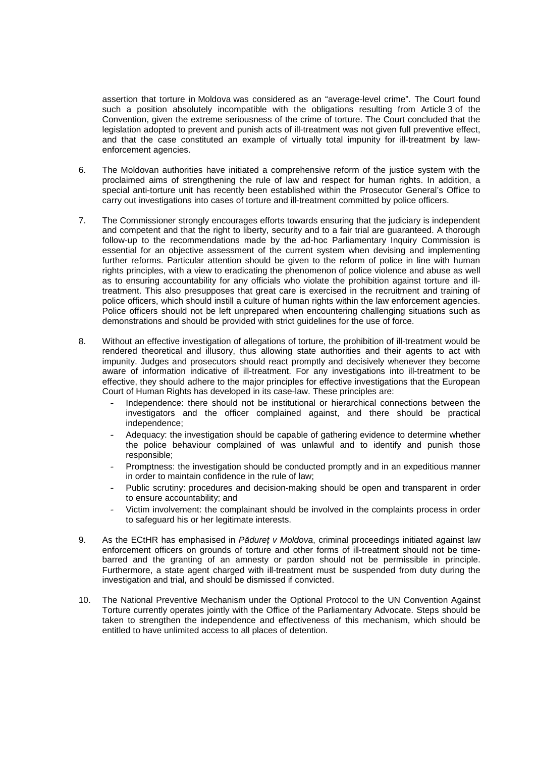assertion that torture in Moldova was considered as an "average-level crime". The Court found such a position absolutely incompatible with the obligations resulting from Article 3 of the Convention, given the extreme seriousness of the crime of torture. The Court concluded that the legislation adopted to prevent and punish acts of ill-treatment was not given full preventive effect, and that the case constituted an example of virtually total impunity for ill-treatment by law-enforcement agencies.

6. The Moldovan authorities have initiated a comprehensive reform of the justice system with the proclaimed aims of strengthening the rule of law and respect for human rights. In addition, a special anti-torture unit has recently been established within the Prosecutor General's Office to carry out investigations into cases of torture and ill-treatment committed by police officers.

7. The Commissioner strongly encourages efforts towards ensuring that the judiciary is independent and competent and that the right to liberty, security and to a fair trial are guaranteed. A thorough follow-up to the recommendations made by the ad-hoc Parliamentary Inquiry Commission is essential for an objective assessment of the current system when devising and implementing further reforms. Particular attention should be given to the reform of police in line with human rights principles, with a view to eradicating the phenomenon of police violence and abuse as well as to ensuring accountability for any officials who violate the prohibition against torture and ill-treatment. This also presupposes that great care is exercised in the recruitment and training of police officers, which should instill a culture of human rights within the law enforcement agencies. Police officers should not be left unprepared when encountering challenging situations such as demonstrations and should be provided with strict guidelines for the use of force.

8. Without an effective investigation of allegations of torture, the prohibition of ill-treatment would be rendered theoretical and illusory, thus allowing state authorities and their agents to act with impunity. Judges and prosecutors should react promptly and decisively whenever they become aware of information indicative of ill-treatment. For any investigations into ill-treatment to be effective, they should adhere to the major principles for effective investigations that the European Court of Human Rights has developed in its case-law. These principles are:
   - Independence: there should not be institutional or hierarchical connections between the investigators and the officer complained against, and there should be practical independence;
   - Adequacy: the investigation should be capable of gathering evidence to determine whether the police behaviour complained of was unlawful and to identify and punish those responsible;
   - Promptness: the investigation should be conducted promptly and in an expeditious manner in order to maintain confidence in the rule of law;
   - Public scrutiny: procedures and decision-making should be open and transparent in order to ensure accountability; and
   - Victim involvement: the complainant should be involved in the complaints process in order to safeguard his or her legitimate interests.

9. As the ECtHR has emphasised in *Pădureț v Moldova*, criminal proceedings initiated against law enforcement officers on grounds of torture and other forms of ill-treatment should not be time-barred and the granting of an amnesty or pardon should not be permissible in principle. Furthermore, a state agent charged with ill-treatment must be suspended from duty during the investigation and trial, and should be dismissed if convicted.

10. The National Preventive Mechanism under the Optional Protocol to the UN Convention Against Torture currently operates jointly with the Office of the Parliamentary Advocate. Steps should be taken to strengthen the independence and effectiveness of this mechanism, which should be entitled to have unlimited access to all places of detention.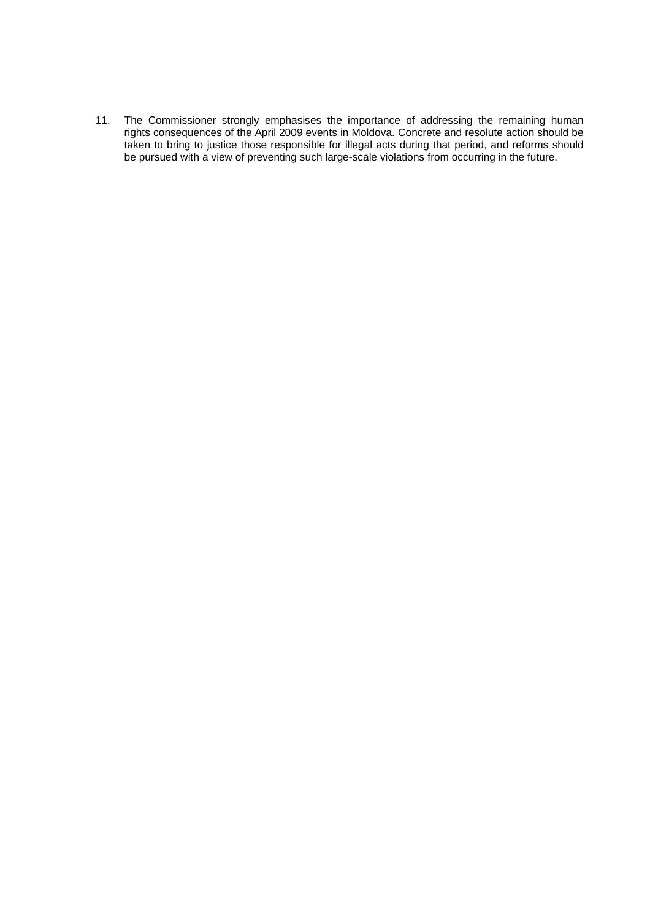11. The Commissioner strongly emphasises the importance of addressing the remaining human rights consequences of the April 2009 events in Moldova. Concrete and resolute action should be taken to bring to justice those responsible for illegal acts during that period, and reforms should be pursued with a view of preventing such large-scale violations from occurring in the future.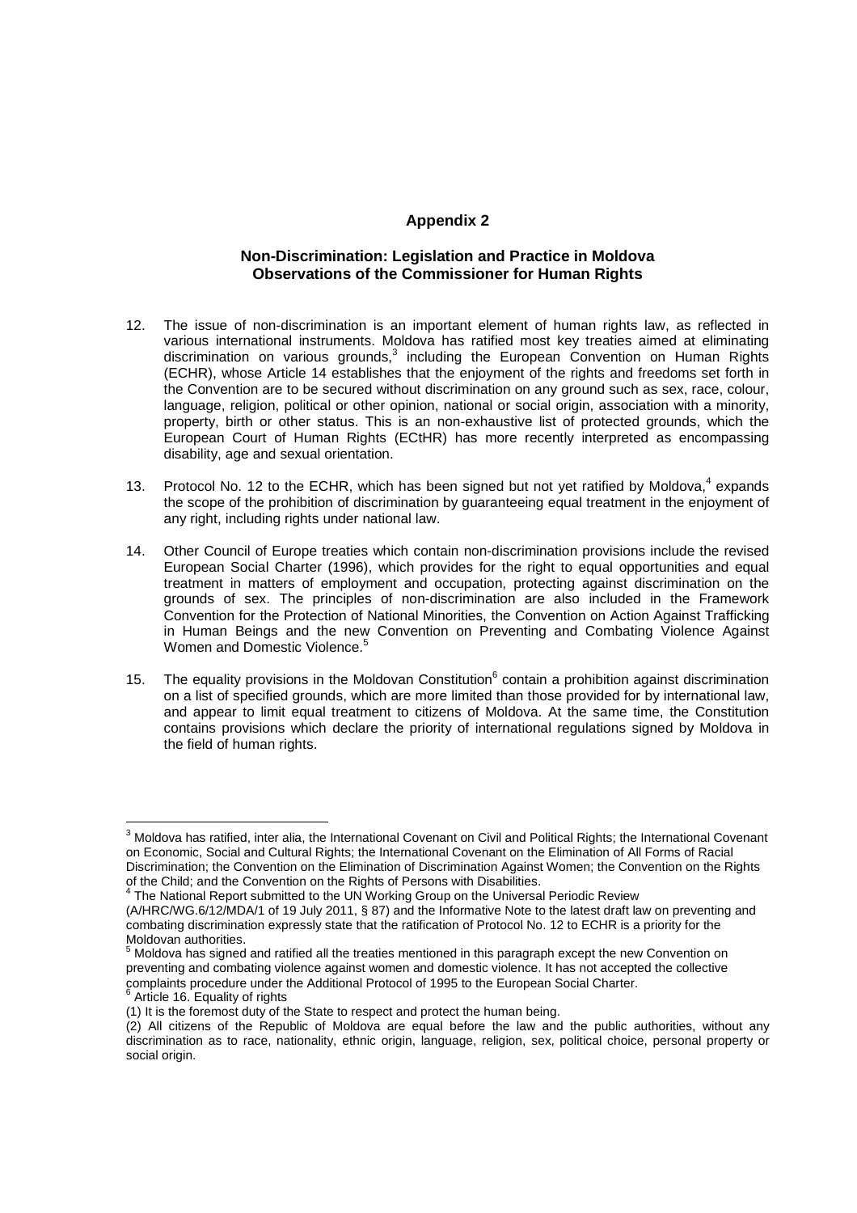## Appendix 2

### Non-Discrimination: Legislation and Practice in Moldova
### Observations of the Commissioner for Human Rights

12. The issue of non-discrimination is an important element of human rights law, as reflected in various international instruments. Moldova has ratified most key treaties aimed at eliminating discrimination on various grounds,[3] including the European Convention on Human Rights (ECHR), whose Article 14 establishes that the enjoyment of the rights and freedoms set forth in the Convention are to be secured without discrimination on any ground such as sex, race, colour, language, religion, political or other opinion, national or social origin, association with a minority, property, birth or other status. This is an non-exhaustive list of protected grounds, which the European Court of Human Rights (ECtHR) has more recently interpreted as encompassing disability, age and sexual orientation.

13. Protocol No. 12 to the ECHR, which has been signed but not yet ratified by Moldova,[4] expands the scope of the prohibition of discrimination by guaranteeing equal treatment in the enjoyment of any right, including rights under national law.

14. Other Council of Europe treaties which contain non-discrimination provisions include the revised European Social Charter (1996), which provides for the right to equal opportunities and equal treatment in matters of employment and occupation, protecting against discrimination on the grounds of sex. The principles of non-discrimination are also included in the Framework Convention for the Protection of National Minorities, the Convention on Action Against Trafficking in Human Beings and the new Convention on Preventing and Combating Violence Against Women and Domestic Violence.[5]

15. The equality provisions in the Moldovan Constitution[6] contain a prohibition against discrimination on a list of specified grounds, which are more limited than those provided for by international law, and appear to limit equal treatment to citizens of Moldova. At the same time, the Constitution contains provisions which declare the priority of international regulations signed by Moldova in the field of human rights.

---

[3] Moldova has ratified, inter alia, the International Covenant on Civil and Political Rights; the International Covenant on Economic, Social and Cultural Rights; the International Covenant on the Elimination of All Forms of Racial Discrimination; the Convention on the Elimination of Discrimination Against Women; the Convention on the Rights of the Child; and the Convention on the Rights of Persons with Disabilities.

[4] The National Report submitted to the UN Working Group on the Universal Periodic Review (A/HRC/WG.6/12/MDA/1 of 19 July 2011, § 87) and the Informative Note to the latest draft law on preventing and combating discrimination expressly state that the ratification of Protocol No. 12 to ECHR is a priority for the Moldovan authorities.

[5] Moldova has signed and ratified all the treaties mentioned in this paragraph except the new Convention on preventing and combating violence against women and domestic violence. It has not accepted the collective complaints procedure under the Additional Protocol of 1995 to the European Social Charter.

[6] Article 16. Equality of rights
(1) It is the foremost duty of the State to respect and protect the human being.
(2) All citizens of the Republic of Moldova are equal before the law and the public authorities, without any discrimination as to race, nationality, ethnic origin, language, religion, sex, political choice, personal property or social origin.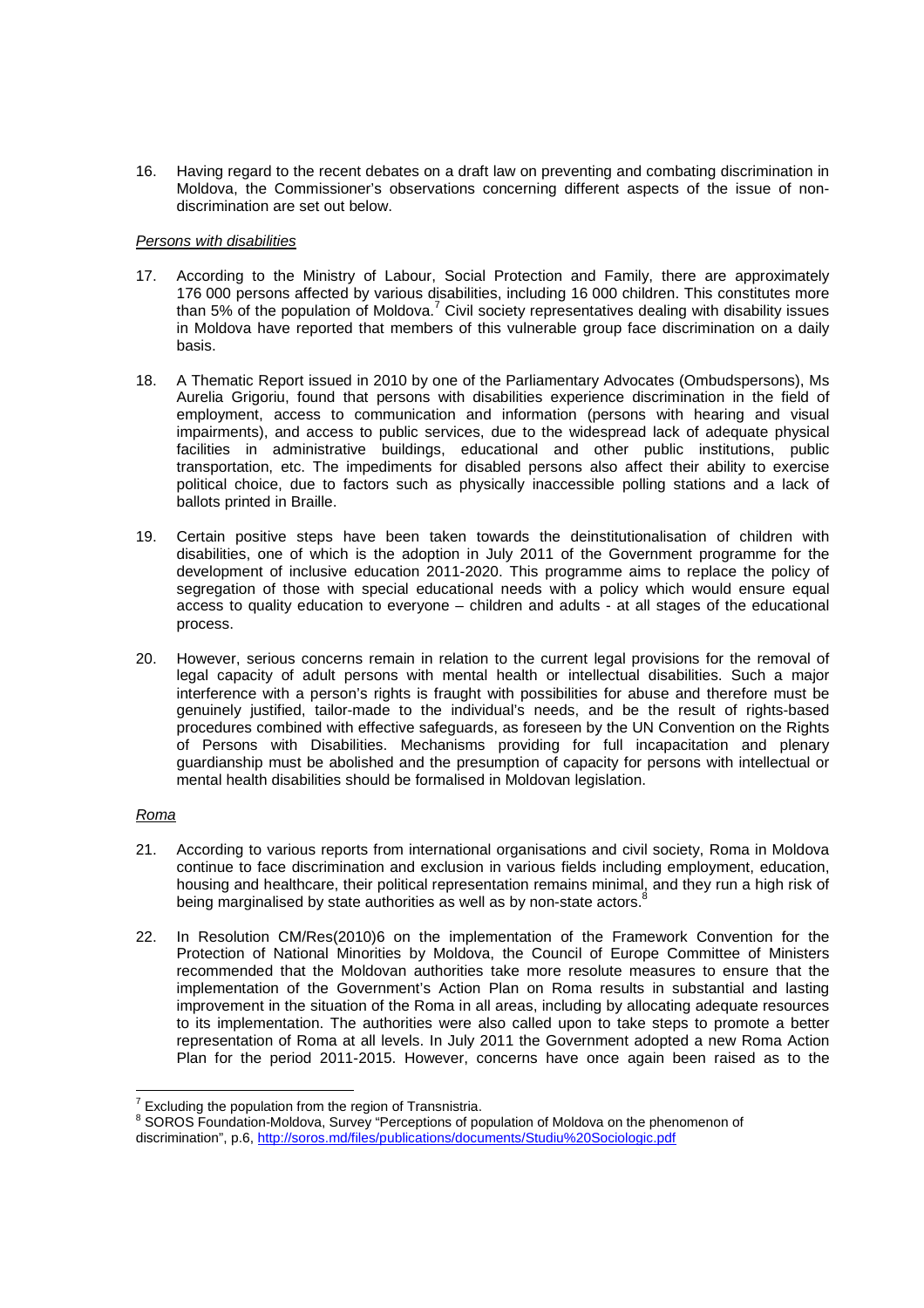16. Having regard to the recent debates on a draft law on preventing and combating discrimination in Moldova, the Commissioner's observations concerning different aspects of the issue of non-discrimination are set out below.

*Persons with disabilities*

17. According to the Ministry of Labour, Social Protection and Family, there are approximately 176 000 persons affected by various disabilities, including 16 000 children. This constitutes more than 5% of the population of Moldova.[7] Civil society representatives dealing with disability issues in Moldova have reported that members of this vulnerable group face discrimination on a daily basis.

18. A Thematic Report issued in 2010 by one of the Parliamentary Advocates (Ombudspersons), Ms Aurelia Grigoriu, found that persons with disabilities experience discrimination in the field of employment, access to communication and information (persons with hearing and visual impairments), and access to public services, due to the widespread lack of adequate physical facilities in administrative buildings, educational and other public institutions, public transportation, etc. The impediments for disabled persons also affect their ability to exercise political choice, due to factors such as physically inaccessible polling stations and a lack of ballots printed in Braille.

19. Certain positive steps have been taken towards the deinstitutionalisation of children with disabilities, one of which is the adoption in July 2011 of the Government programme for the development of inclusive education 2011-2020. This programme aims to replace the policy of segregation of those with special educational needs with a policy which would ensure equal access to quality education to everyone – children and adults - at all stages of the educational process.

20. However, serious concerns remain in relation to the current legal provisions for the removal of legal capacity of adult persons with mental health or intellectual disabilities. Such a major interference with a person's rights is fraught with possibilities for abuse and therefore must be genuinely justified, tailor-made to the individual's needs, and be the result of rights-based procedures combined with effective safeguards, as foreseen by the UN Convention on the Rights of Persons with Disabilities. Mechanisms providing for full incapacitation and plenary guardianship must be abolished and the presumption of capacity for persons with intellectual or mental health disabilities should be formalised in Moldovan legislation.

*Roma*

21. According to various reports from international organisations and civil society, Roma in Moldova continue to face discrimination and exclusion in various fields including employment, education, housing and healthcare, their political representation remains minimal, and they run a high risk of being marginalised by state authorities as well as by non-state actors.[8]

22. In Resolution CM/Res(2010)6 on the implementation of the Framework Convention for the Protection of National Minorities by Moldova, the Council of Europe Committee of Ministers recommended that the Moldovan authorities take more resolute measures to ensure that the implementation of the Government's Action Plan on Roma results in substantial and lasting improvement in the situation of the Roma in all areas, including by allocating adequate resources to its implementation. The authorities were also called upon to take steps to promote a better representation of Roma at all levels. In July 2011 the Government adopted a new Roma Action Plan for the period 2011-2015. However, concerns have once again been raised as to the

---

[7] Excluding the population from the region of Transnistria.

[8] SOROS Foundation-Moldova, Survey "Perceptions of population of Moldova on the phenomenon of discrimination", p.6, http://soros.md/files/publications/documents/Studiu%20Sociologic.pdf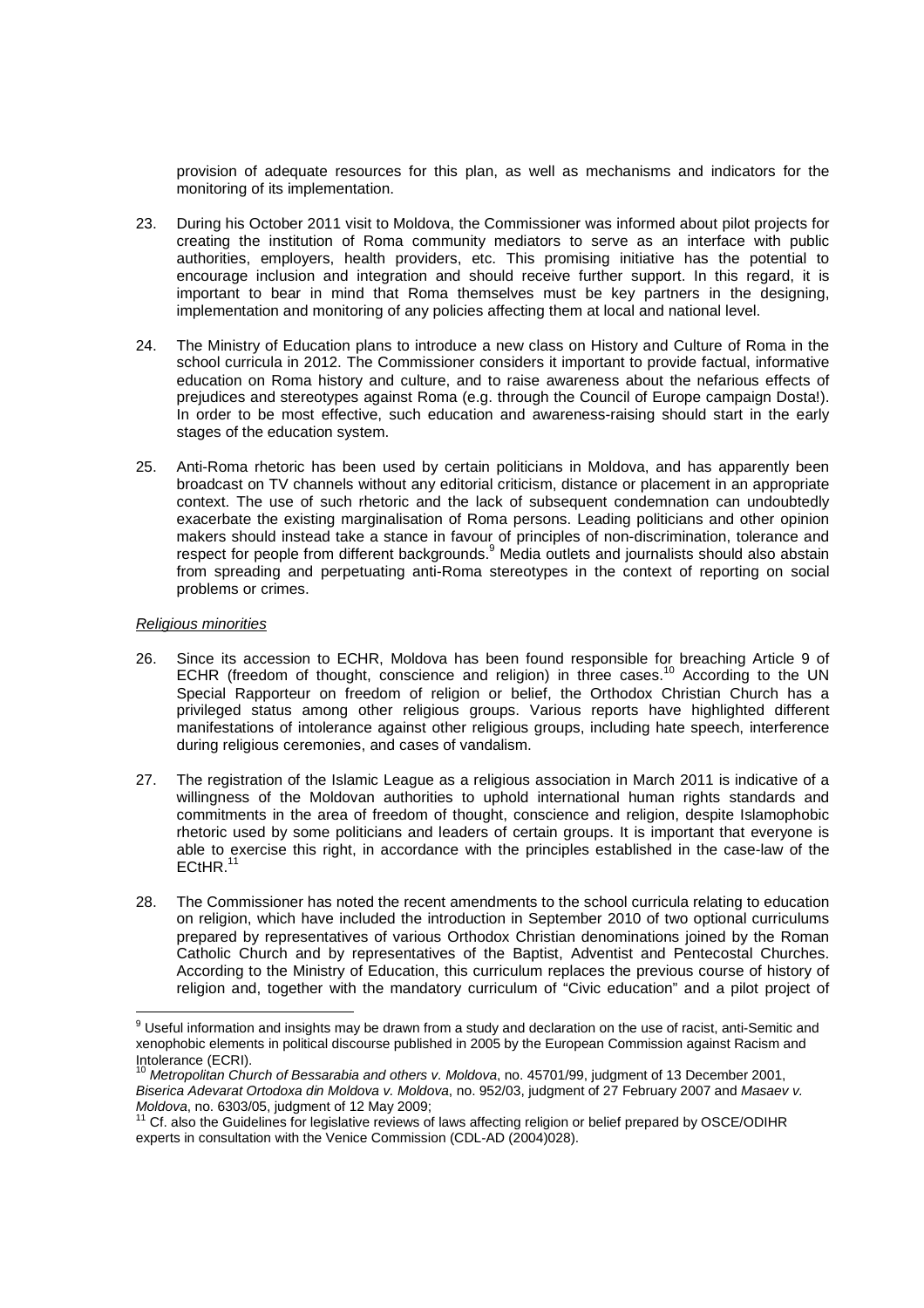provision of adequate resources for this plan, as well as mechanisms and indicators for the monitoring of its implementation.

23. During his October 2011 visit to Moldova, the Commissioner was informed about pilot projects for creating the institution of Roma community mediators to serve as an interface with public authorities, employers, health providers, etc. This promising initiative has the potential to encourage inclusion and integration and should receive further support. In this regard, it is important to bear in mind that Roma themselves must be key partners in the designing, implementation and monitoring of any policies affecting them at local and national level.

24. The Ministry of Education plans to introduce a new class on History and Culture of Roma in the school curricula in 2012. The Commissioner considers it important to provide factual, informative education on Roma history and culture, and to raise awareness about the nefarious effects of prejudices and stereotypes against Roma (e.g. through the Council of Europe campaign Dosta!). In order to be most effective, such education and awareness-raising should start in the early stages of the education system.

25. Anti-Roma rhetoric has been used by certain politicians in Moldova, and has apparently been broadcast on TV channels without any editorial criticism, distance or placement in an appropriate context. The use of such rhetoric and the lack of subsequent condemnation can undoubtedly exacerbate the existing marginalisation of Roma persons. Leading politicians and other opinion makers should instead take a stance in favour of principles of non-discrimination, tolerance and respect for people from different backgrounds.[9] Media outlets and journalists should also abstain from spreading and perpetuating anti-Roma stereotypes in the context of reporting on social problems or crimes.

*Religious minorities*

26. Since its accession to ECHR, Moldova has been found responsible for breaching Article 9 of ECHR (freedom of thought, conscience and religion) in three cases.[10] According to the UN Special Rapporteur on freedom of religion or belief, the Orthodox Christian Church has a privileged status among other religious groups. Various reports have highlighted different manifestations of intolerance against other religious groups, including hate speech, interference during religious ceremonies, and cases of vandalism.

27. The registration of the Islamic League as a religious association in March 2011 is indicative of a willingness of the Moldovan authorities to uphold international human rights standards and commitments in the area of freedom of thought, conscience and religion, despite Islamophobic rhetoric used by some politicians and leaders of certain groups. It is important that everyone is able to exercise this right, in accordance with the principles established in the case-law of the ECtHR.[11]

28. The Commissioner has noted the recent amendments to the school curricula relating to education on religion, which have included the introduction in September 2010 of two optional curriculums prepared by representatives of various Orthodox Christian denominations joined by the Roman Catholic Church and by representatives of the Baptist, Adventist and Pentecostal Churches. According to the Ministry of Education, this curriculum replaces the previous course of history of religion and, together with the mandatory curriculum of "Civic education" and a pilot project of

---

[9] Useful information and insights may be drawn from a study and declaration on the use of racist, anti-Semitic and xenophobic elements in political discourse published in 2005 by the European Commission against Racism and Intolerance (ECRI).

[10] *Metropolitan Church of Bessarabia and others v. Moldova*, no. 45701/99, judgment of 13 December 2001, *Biserica Adevarat Ortodoxa din Moldova v. Moldova*, no. 952/03, judgment of 27 February 2007 and *Masaev v. Moldova*, no. 6303/05, judgment of 12 May 2009;

[11] Cf. also the Guidelines for legislative reviews of laws affecting religion or belief prepared by OSCE/ODIHR experts in consultation with the Venice Commission (CDL-AD (2004)028).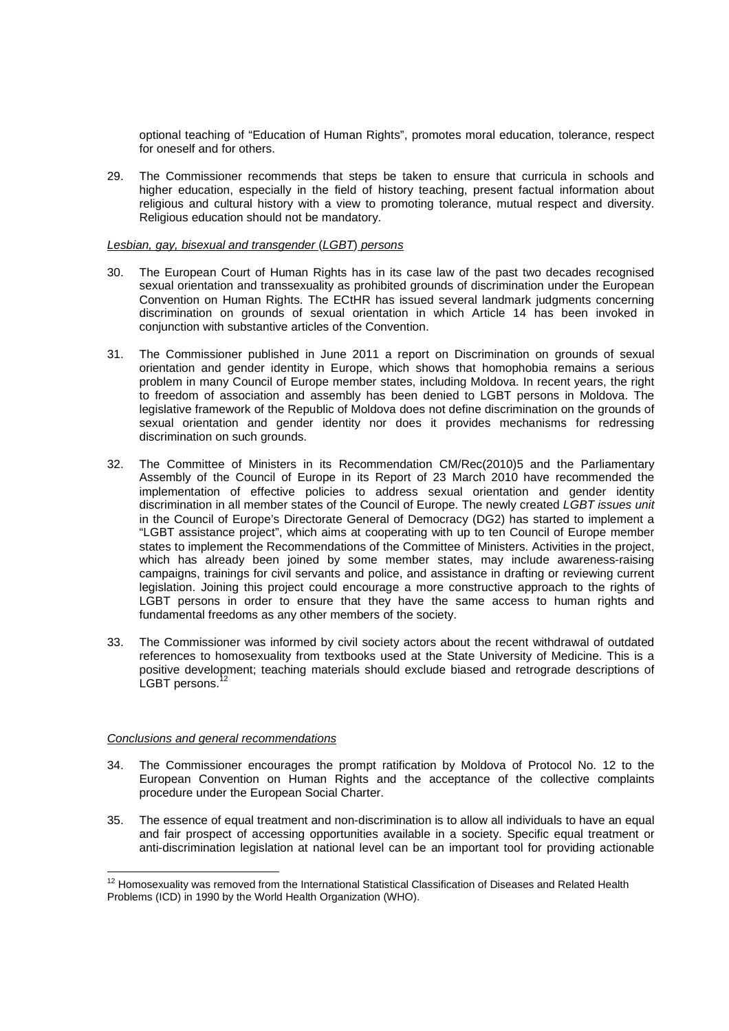optional teaching of "Education of Human Rights", promotes moral education, tolerance, respect for oneself and for others.

29. The Commissioner recommends that steps be taken to ensure that curricula in schools and higher education, especially in the field of history teaching, present factual information about religious and cultural history with a view to promoting tolerance, mutual respect and diversity. Religious education should not be mandatory.

*Lesbian, gay, bisexual and transgender (LGBT) persons*

30. The European Court of Human Rights has in its case law of the past two decades recognised sexual orientation and transsexuality as prohibited grounds of discrimination under the European Convention on Human Rights. The ECtHR has issued several landmark judgments concerning discrimination on grounds of sexual orientation in which Article 14 has been invoked in conjunction with substantive articles of the Convention.

31. The Commissioner published in June 2011 a report on Discrimination on grounds of sexual orientation and gender identity in Europe, which shows that homophobia remains a serious problem in many Council of Europe member states, including Moldova. In recent years, the right to freedom of association and assembly has been denied to LGBT persons in Moldova. The legislative framework of the Republic of Moldova does not define discrimination on the grounds of sexual orientation and gender identity nor does it provides mechanisms for redressing discrimination on such grounds.

32. The Committee of Ministers in its Recommendation CM/Rec(2010)5 and the Parliamentary Assembly of the Council of Europe in its Report of 23 March 2010 have recommended the implementation of effective policies to address sexual orientation and gender identity discrimination in all member states of the Council of Europe. The newly created *LGBT issues unit* in the Council of Europe's Directorate General of Democracy (DG2) has started to implement a "LGBT assistance project", which aims at cooperating with up to ten Council of Europe member states to implement the Recommendations of the Committee of Ministers. Activities in the project, which has already been joined by some member states, may include awareness-raising campaigns, trainings for civil servants and police, and assistance in drafting or reviewing current legislation. Joining this project could encourage a more constructive approach to the rights of LGBT persons in order to ensure that they have the same access to human rights and fundamental freedoms as any other members of the society.

33. The Commissioner was informed by civil society actors about the recent withdrawal of outdated references to homosexuality from textbooks used at the State University of Medicine. This is a positive development; teaching materials should exclude biased and retrograde descriptions of LGBT persons.[12]

*Conclusions and general recommendations*

34. The Commissioner encourages the prompt ratification by Moldova of Protocol No. 12 to the European Convention on Human Rights and the acceptance of the collective complaints procedure under the European Social Charter.

35. The essence of equal treatment and non-discrimination is to allow all individuals to have an equal and fair prospect of accessing opportunities available in a society. Specific equal treatment or anti-discrimination legislation at national level can be an important tool for providing actionable

---

[12] Homosexuality was removed from the International Statistical Classification of Diseases and Related Health Problems (ICD) in 1990 by the World Health Organization (WHO).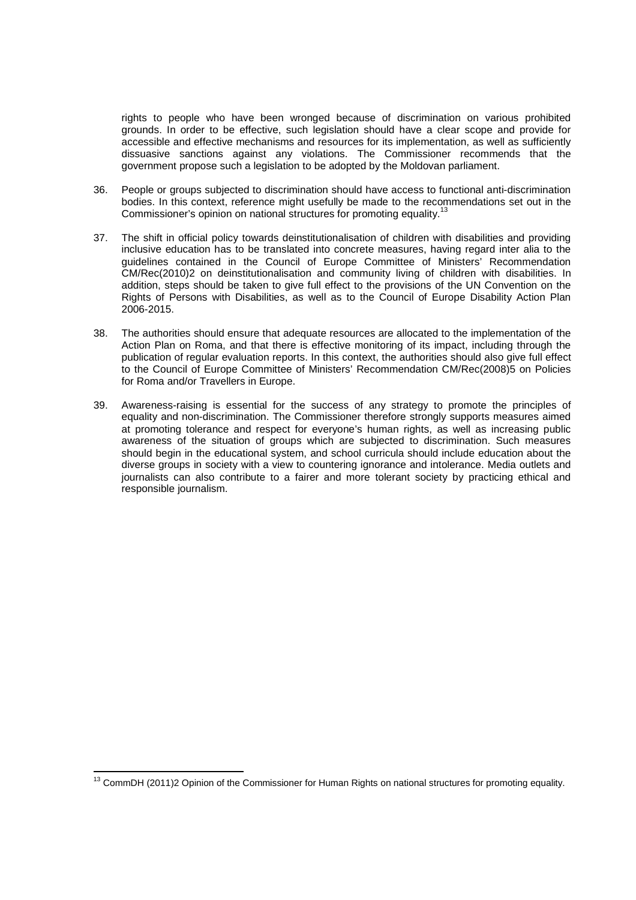rights to people who have been wronged because of discrimination on various prohibited grounds. In order to be effective, such legislation should have a clear scope and provide for accessible and effective mechanisms and resources for its implementation, as well as sufficiently dissuasive sanctions against any violations. The Commissioner recommends that the government propose such a legislation to be adopted by the Moldovan parliament.

36. People or groups subjected to discrimination should have access to functional anti-discrimination bodies. In this context, reference might usefully be made to the recommendations set out in the Commissioner's opinion on national structures for promoting equality.[13]

37. The shift in official policy towards deinstitutionalisation of children with disabilities and providing inclusive education has to be translated into concrete measures, having regard inter alia to the guidelines contained in the Council of Europe Committee of Ministers' Recommendation CM/Rec(2010)2 on deinstitutionalisation and community living of children with disabilities. In addition, steps should be taken to give full effect to the provisions of the UN Convention on the Rights of Persons with Disabilities, as well as to the Council of Europe Disability Action Plan 2006-2015.

38. The authorities should ensure that adequate resources are allocated to the implementation of the Action Plan on Roma, and that there is effective monitoring of its impact, including through the publication of regular evaluation reports. In this context, the authorities should also give full effect to the Council of Europe Committee of Ministers' Recommendation CM/Rec(2008)5 on Policies for Roma and/or Travellers in Europe.

39. Awareness-raising is essential for the success of any strategy to promote the principles of equality and non-discrimination. The Commissioner therefore strongly supports measures aimed at promoting tolerance and respect for everyone's human rights, as well as increasing public awareness of the situation of groups which are subjected to discrimination. Such measures should begin in the educational system, and school curricula should include education about the diverse groups in society with a view to countering ignorance and intolerance. Media outlets and journalists can also contribute to a fairer and more tolerant society by practicing ethical and responsible journalism.

---

[13] CommDH (2011)2 Opinion of the Commissioner for Human Rights on national structures for promoting equality.